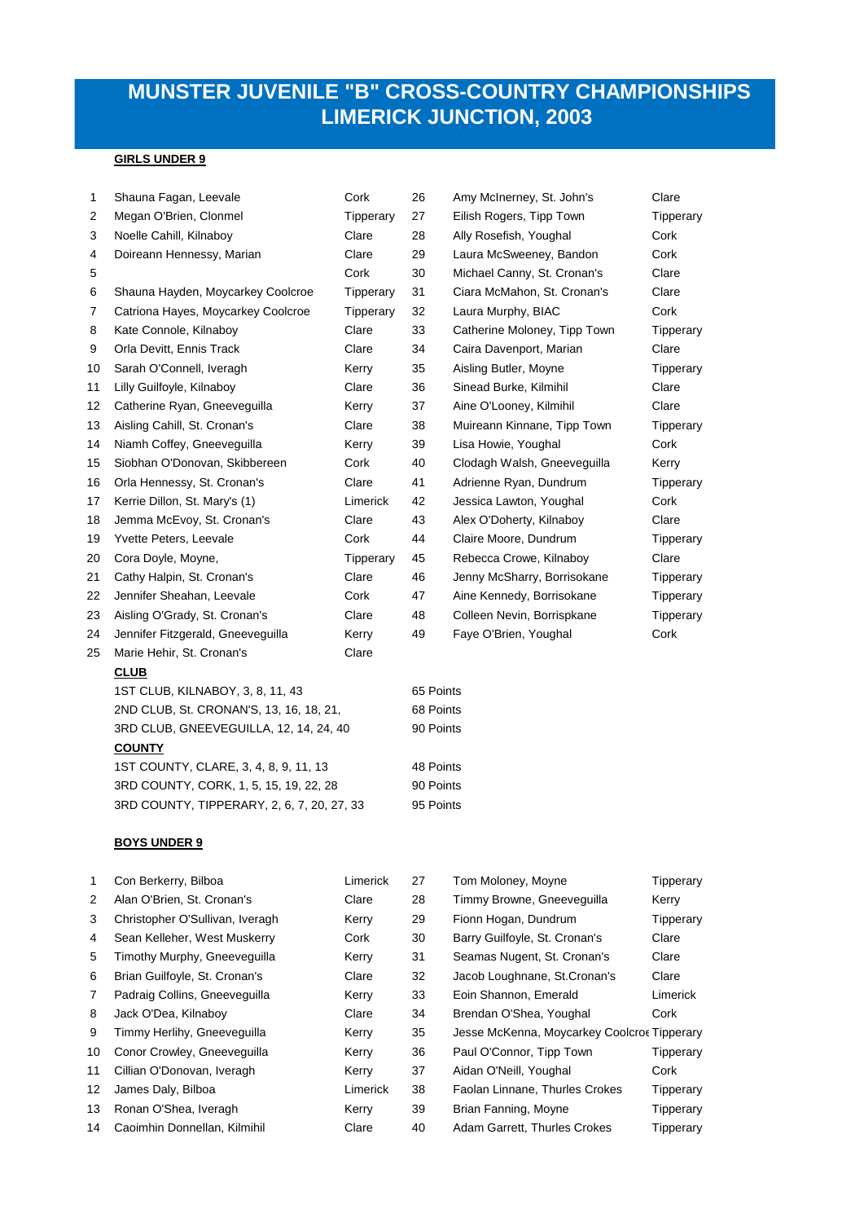# MUNSTER JUVENILE "B" CROSS-COUNTRY CHAMPIONSHIPS
# LIMERICK JUNCTION, 2003

**GIRLS UNDER 9**

| | | | | | |
|---|---|---|---|---|---|
| 1 | Shauna Fagan, Leevale | Cork | 26 | Amy McInerney, St. John's | Clare |
| 2 | Megan O'Brien, Clonmel | Tipperary | 27 | Eilish Rogers, Tipp Town | Tipperary |
| 3 | Noelle Cahill, Kilnaboy | Clare | 28 | Ally Rosefish, Youghal | Cork |
| 4 | Doireann Hennessy, Marian | Clare | 29 | Laura McSweeney, Bandon | Cork |
| 5 | | Cork | 30 | Michael Canny, St. Cronan's | Clare |
| 6 | Shauna Hayden, Moycarkey Coolcroe | Tipperary | 31 | Ciara McMahon, St. Cronan's | Clare |
| 7 | Catriona Hayes, Moycarkey Coolcroe | Tipperary | 32 | Laura Murphy, BIAC | Cork |
| 8 | Kate Connole, Kilnaboy | Clare | 33 | Catherine Moloney, Tipp Town | Tipperary |
| 9 | Orla Devitt, Ennis Track | Clare | 34 | Caira Davenport, Marian | Clare |
| 10 | Sarah O'Connell, Iveragh | Kerry | 35 | Aisling Butler, Moyne | Tipperary |
| 11 | Lilly Guilfoyle, Kilnaboy | Clare | 36 | Sinead Burke, Kilmihil | Clare |
| 12 | Catherine Ryan, Gneeveguilla | Kerry | 37 | Aine O'Looney, Kilmihil | Clare |
| 13 | Aisling Cahill, St. Cronan's | Clare | 38 | Muireann Kinnane, Tipp Town | Tipperary |
| 14 | Niamh Coffey, Gneeveguilla | Kerry | 39 | Lisa Howie, Youghal | Cork |
| 15 | Siobhan O'Donovan, Skibbereen | Cork | 40 | Clodagh Walsh, Gneeveguilla | Kerry |
| 16 | Orla Hennessy, St. Cronan's | Clare | 41 | Adrienne Ryan, Dundrum | Tipperary |
| 17 | Kerrie Dillon, St. Mary's (1) | Limerick | 42 | Jessica Lawton, Youghal | Cork |
| 18 | Jemma McEvoy, St. Cronan's | Clare | 43 | Alex O'Doherty, Kilnaboy | Clare |
| 19 | Yvette Peters, Leevale | Cork | 44 | Claire Moore, Dundrum | Tipperary |
| 20 | Cora Doyle, Moyne, | Tipperary | 45 | Rebecca Crowe, Kilnaboy | Clare |
| 21 | Cathy Halpin, St. Cronan's | Clare | 46 | Jenny McSharry, Borrisokane | Tipperary |
| 22 | Jennifer Sheahan, Leevale | Cork | 47 | Aine Kennedy, Borrisokane | Tipperary |
| 23 | Aisling O'Grady, St. Cronan's | Clare | 48 | Colleen Nevin, Borrispkane | Tipperary |
| 24 | Jennifer Fitzgerald, Gneeveguilla | Kerry | 49 | Faye O'Brien, Youghal | Cork |
| 25 | Marie Hehir, St. Cronan's | Clare | | | |

**CLUB**

| | |
|---|---|
| 1ST CLUB, KILNABOY, 3, 8, 11, 43 | 65 Points |
| 2ND CLUB, St. CRONAN'S, 13, 16, 18, 21, | 68 Points |
| 3RD CLUB, GNEEVEGUILLA, 12, 14, 24, 40 | 90 Points |

**COUNTY**

| | |
|---|---|
| 1ST COUNTY, CLARE, 3, 4, 8, 9, 11, 13 | 48 Points |
| 3RD COUNTY, CORK, 1, 5, 15, 19, 22, 28 | 90 Points |
| 3RD COUNTY, TIPPERARY, 2, 6, 7, 20, 27, 33 | 95 Points |

**BOYS UNDER 9**

| | | | | | |
|---|---|---|---|---|---|
| 1 | Con Berkerry, Bilboa | Limerick | 27 | Tom Moloney, Moyne | Tipperary |
| 2 | Alan O'Brien, St. Cronan's | Clare | 28 | Timmy Browne, Gneeveguilla | Kerry |
| 3 | Christopher O'Sullivan, Iveragh | Kerry | 29 | Fionn Hogan, Dundrum | Tipperary |
| 4 | Sean Kelleher, West Muskerry | Cork | 30 | Barry Guilfoyle, St. Cronan's | Clare |
| 5 | Timothy Murphy, Gneeveguilla | Kerry | 31 | Seamas Nugent, St. Cronan's | Clare |
| 6 | Brian Guilfoyle, St. Cronan's | Clare | 32 | Jacob Loughnane, St.Cronan's | Clare |
| 7 | Padraig Collins, Gneeveguilla | Kerry | 33 | Eoin Shannon, Emerald | Limerick |
| 8 | Jack O'Dea, Kilnaboy | Clare | 34 | Brendan O'Shea, Youghal | Cork |
| 9 | Timmy Herlihy, Gneeveguilla | Kerry | 35 | Jesse McKenna, Moycarkey Coolcroe | Tipperary |
| 10 | Conor Crowley, Gneeveguilla | Kerry | 36 | Paul O'Connor, Tipp Town | Tipperary |
| 11 | Cillian O'Donovan, Iveragh | Kerry | 37 | Aidan O'Neill, Youghal | Cork |
| 12 | James Daly, Bilboa | Limerick | 38 | Faolan Linnane, Thurles Crokes | Tipperary |
| 13 | Ronan O'Shea, Iveragh | Kerry | 39 | Brian Fanning, Moyne | Tipperary |
| 14 | Caoimhin Donnellan, Kilmihil | Clare | 40 | Adam Garrett, Thurles Crokes | Tipperary |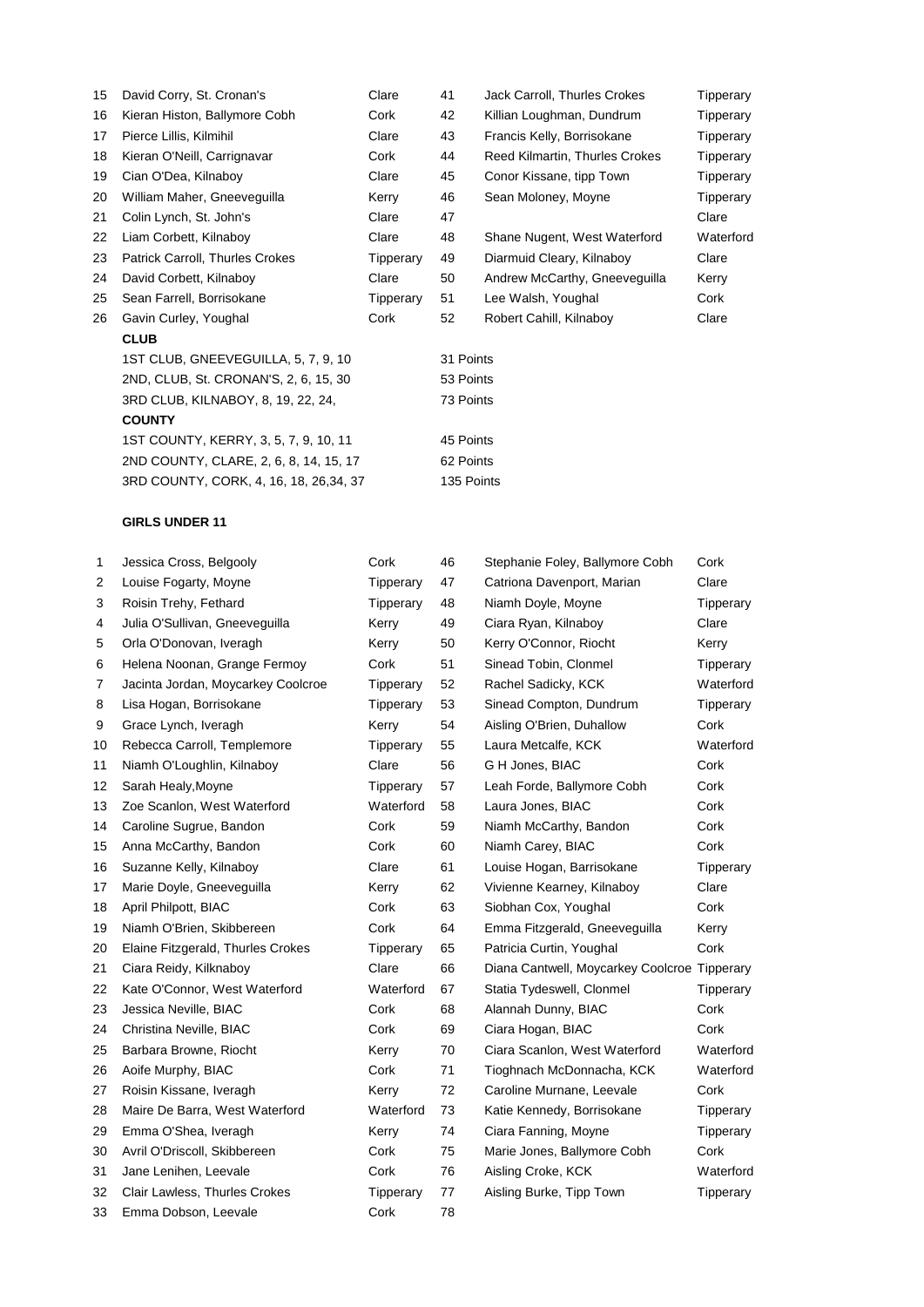| | | | | | |
|---|---|---|---|---|---|
| 15 | David Corry, St. Cronan's | Clare | 41 | Jack Carroll, Thurles Crokes | Tipperary |
| 16 | Kieran Histon, Ballymore Cobh | Cork | 42 | Killian Loughman, Dundrum | Tipperary |
| 17 | Pierce Lillis, Kilmihil | Clare | 43 | Francis Kelly, Borrisokane | Tipperary |
| 18 | Kieran O'Neill, Carrignavar | Cork | 44 | Reed Kilmartin, Thurles Crokes | Tipperary |
| 19 | Cian O'Dea, Kilnaboy | Clare | 45 | Conor Kissane, tipp Town | Tipperary |
| 20 | William Maher, Gneeveguilla | Kerry | 46 | Sean Moloney, Moyne | Tipperary |
| 21 | Colin Lynch, St. John's | Clare | 47 | | Clare |
| 22 | Liam Corbett, Kilnaboy | Clare | 48 | Shane Nugent, West Waterford | Waterford |
| 23 | Patrick Carroll, Thurles Crokes | Tipperary | 49 | Diarmuid Cleary, Kilnaboy | Clare |
| 24 | David Corbett, Kilnaboy | Clare | 50 | Andrew McCarthy, Gneeveguilla | Kerry |
| 25 | Sean Farrell, Borrisokane | Tipperary | 51 | Lee Walsh, Youghal | Cork |
| 26 | Gavin Curley, Youghal | Cork | 52 | Robert Cahill, Kilnaboy | Clare |

**CLUB**

| | |
|---|---|
| 1ST CLUB, GNEEVEGUILLA, 5, 7, 9, 10 | 31 Points |
| 2ND, CLUB, St. CRONAN'S, 2, 6, 15, 30 | 53 Points |
| 3RD CLUB, KILNABOY, 8, 19, 22, 24, | 73 Points |

**COUNTY**

| | |
|---|---|
| 1ST COUNTY, KERRY, 3, 5, 7, 9, 10, 11 | 45 Points |
| 2ND COUNTY, CLARE, 2, 6, 8, 14, 15, 17 | 62 Points |
| 3RD COUNTY, CORK, 4, 16, 18, 26,34, 37 | 135 Points |

**GIRLS UNDER 11**

| | | | | | |
|---|---|---|---|---|---|
| 1 | Jessica Cross, Belgooly | Cork | 46 | Stephanie Foley, Ballymore Cobh | Cork |
| 2 | Louise Fogarty, Moyne | Tipperary | 47 | Catriona Davenport, Marian | Clare |
| 3 | Roisin Trehy, Fethard | Tipperary | 48 | Niamh Doyle, Moyne | Tipperary |
| 4 | Julia O'Sullivan, Gneeveguilla | Kerry | 49 | Ciara Ryan, Kilnaboy | Clare |
| 5 | Orla O'Donovan, Iveragh | Kerry | 50 | Kerry O'Connor, Riocht | Kerry |
| 6 | Helena Noonan, Grange Fermoy | Cork | 51 | Sinead Tobin, Clonmel | Tipperary |
| 7 | Jacinta Jordan, Moycarkey Coolcroe | Tipperary | 52 | Rachel Sadicky, KCK | Waterford |
| 8 | Lisa Hogan, Borrisokane | Tipperary | 53 | Sinead Compton, Dundrum | Tipperary |
| 9 | Grace Lynch, Iveragh | Kerry | 54 | Aisling O'Brien, Duhallow | Cork |
| 10 | Rebecca Carroll, Templemore | Tipperary | 55 | Laura Metcalfe, KCK | Waterford |
| 11 | Niamh O'Loughlin, Kilnaboy | Clare | 56 | G H Jones, BIAC | Cork |
| 12 | Sarah Healy,Moyne | Tipperary | 57 | Leah Forde, Ballymore Cobh | Cork |
| 13 | Zoe Scanlon, West Waterford | Waterford | 58 | Laura Jones, BIAC | Cork |
| 14 | Caroline Sugrue, Bandon | Cork | 59 | Niamh McCarthy, Bandon | Cork |
| 15 | Anna McCarthy, Bandon | Cork | 60 | Niamh Carey, BIAC | Cork |
| 16 | Suzanne Kelly, Kilnaboy | Clare | 61 | Louise Hogan, Barrisokane | Tipperary |
| 17 | Marie Doyle, Gneeveguilla | Kerry | 62 | Vivienne Kearney, Kilnaboy | Clare |
| 18 | April Philpott, BIAC | Cork | 63 | Siobhan Cox, Youghal | Cork |
| 19 | Niamh O'Brien, Skibbereen | Cork | 64 | Emma Fitzgerald, Gneeveguilla | Kerry |
| 20 | Elaine Fitzgerald, Thurles Crokes | Tipperary | 65 | Patricia Curtin, Youghal | Cork |
| 21 | Ciara Reidy, Kilknaboy | Clare | 66 | Diana Cantwell, Moycarkey Coolcroe | Tipperary |
| 22 | Kate O'Connor, West Waterford | Waterford | 67 | Statia Tydeswell, Clonmel | Tipperary |
| 23 | Jessica Neville, BIAC | Cork | 68 | Alannah Dunny, BIAC | Cork |
| 24 | Christina Neville, BIAC | Cork | 69 | Ciara Hogan, BIAC | Cork |
| 25 | Barbara Browne, Riocht | Kerry | 70 | Ciara Scanlon, West Waterford | Waterford |
| 26 | Aoife Murphy, BIAC | Cork | 71 | Tioghnach McDonnacha, KCK | Waterford |
| 27 | Roisin Kissane, Iveragh | Kerry | 72 | Caroline Murnane, Leevale | Cork |
| 28 | Maire De Barra, West Waterford | Waterford | 73 | Katie Kennedy, Borrisokane | Tipperary |
| 29 | Emma O'Shea, Iveragh | Kerry | 74 | Ciara Fanning, Moyne | Tipperary |
| 30 | Avril O'Driscoll, Skibbereen | Cork | 75 | Marie Jones, Ballymore Cobh | Cork |
| 31 | Jane Lenihen, Leevale | Cork | 76 | Aisling Croke, KCK | Waterford |
| 32 | Clair Lawless, Thurles Crokes | Tipperary | 77 | Aisling Burke, Tipp Town | Tipperary |
| 33 | Emma Dobson, Leevale | Cork | 78 | | |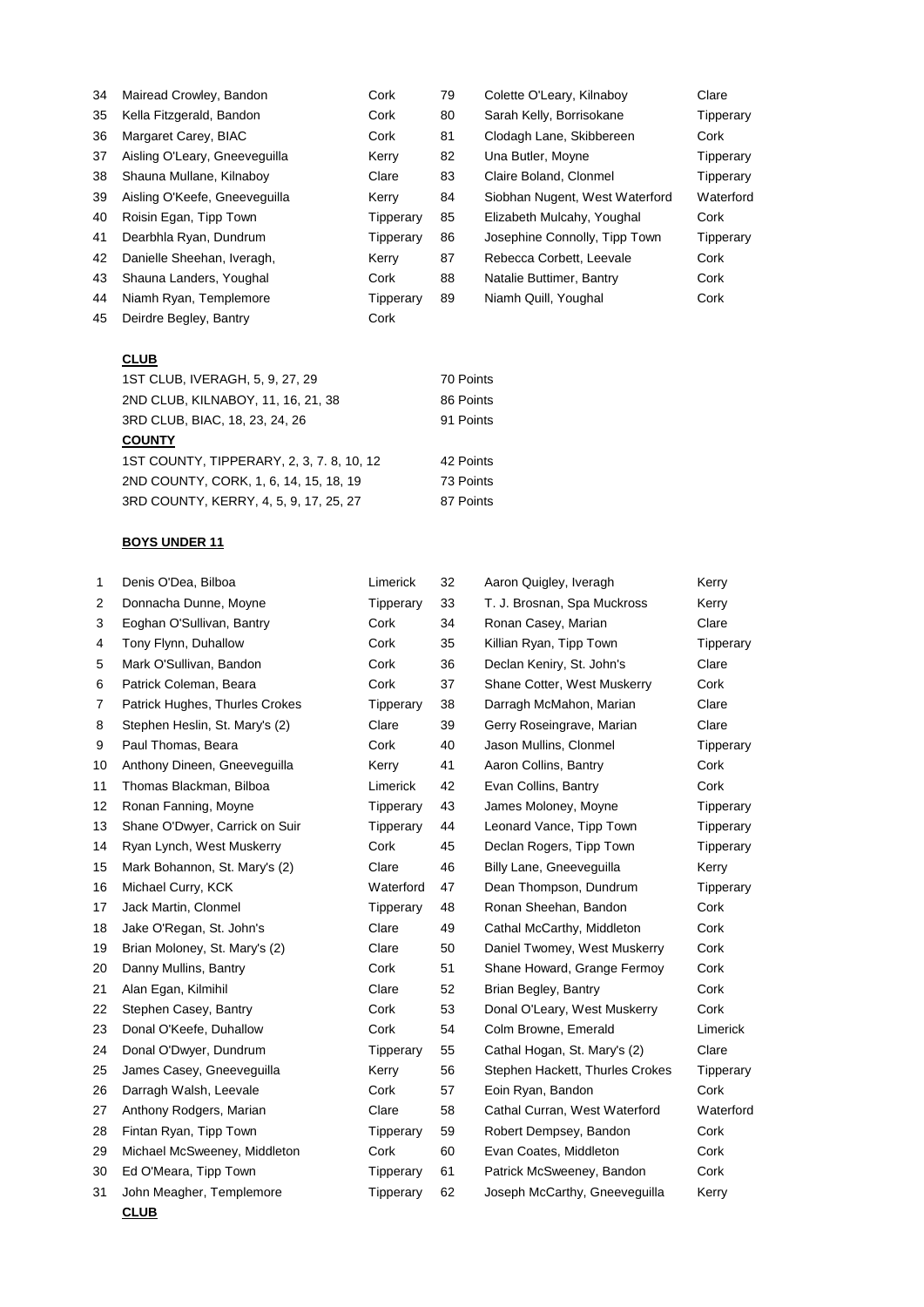| | | | | | |
|---|---|---|---|---|---|
| 34 | Mairead Crowley, Bandon | Cork | 79 | Colette O'Leary, Kilnaboy | Clare |
| 35 | Kella Fitzgerald, Bandon | Cork | 80 | Sarah Kelly, Borrisokane | Tipperary |
| 36 | Margaret Carey, BIAC | Cork | 81 | Clodagh Lane, Skibbereen | Cork |
| 37 | Aisling O'Leary, Gneeveguilla | Kerry | 82 | Una Butler, Moyne | Tipperary |
| 38 | Shauna Mullane, Kilnaboy | Clare | 83 | Claire Boland, Clonmel | Tipperary |
| 39 | Aisling O'Keefe, Gneeveguilla | Kerry | 84 | Siobhan Nugent, West Waterford | Waterford |
| 40 | Roisin Egan, Tipp Town | Tipperary | 85 | Elizabeth Mulcahy, Youghal | Cork |
| 41 | Dearbhla Ryan, Dundrum | Tipperary | 86 | Josephine Connolly, Tipp Town | Tipperary |
| 42 | Danielle Sheehan, Iveragh, | Kerry | 87 | Rebecca Corbett, Leevale | Cork |
| 43 | Shauna Landers, Youghal | Cork | 88 | Natalie Buttimer, Bantry | Cork |
| 44 | Niamh Ryan, Templemore | Tipperary | 89 | Niamh Quill, Youghal | Cork |
| 45 | Deirdre Begley, Bantry | Cork | | | |

**CLUB**

| | |
|---|---|
| 1ST CLUB, IVERAGH, 5, 9, 27, 29 | 70 Points |
| 2ND CLUB, KILNABOY, 11, 16, 21, 38 | 86 Points |
| 3RD CLUB, BIAC, 18, 23, 24, 26 | 91 Points |

**COUNTY**

| | |
|---|---|
| 1ST COUNTY, TIPPERARY, 2, 3, 7. 8, 10, 12 | 42 Points |
| 2ND COUNTY, CORK, 1, 6, 14, 15, 18, 19 | 73 Points |
| 3RD COUNTY, KERRY, 4, 5, 9, 17, 25, 27 | 87 Points |

**BOYS UNDER 11**

| | | | | | |
|---|---|---|---|---|---|
| 1 | Denis O'Dea, Bilboa | Limerick | 32 | Aaron Quigley, Iveragh | Kerry |
| 2 | Donnacha Dunne, Moyne | Tipperary | 33 | T. J. Brosnan, Spa Muckross | Kerry |
| 3 | Eoghan O'Sullivan, Bantry | Cork | 34 | Ronan Casey, Marian | Clare |
| 4 | Tony Flynn, Duhallow | Cork | 35 | Killian Ryan, Tipp Town | Tipperary |
| 5 | Mark O'Sullivan, Bandon | Cork | 36 | Declan Keniry, St. John's | Clare |
| 6 | Patrick Coleman, Beara | Cork | 37 | Shane Cotter, West Muskerry | Cork |
| 7 | Patrick Hughes, Thurles Crokes | Tipperary | 38 | Darragh McMahon, Marian | Clare |
| 8 | Stephen Heslin, St. Mary's (2) | Clare | 39 | Gerry Roseingrave, Marian | Clare |
| 9 | Paul Thomas, Beara | Cork | 40 | Jason Mullins, Clonmel | Tipperary |
| 10 | Anthony Dineen, Gneeveguilla | Kerry | 41 | Aaron Collins, Bantry | Cork |
| 11 | Thomas Blackman, Bilboa | Limerick | 42 | Evan Collins, Bantry | Cork |
| 12 | Ronan Fanning, Moyne | Tipperary | 43 | James Moloney, Moyne | Tipperary |
| 13 | Shane O'Dwyer, Carrick on Suir | Tipperary | 44 | Leonard Vance, Tipp Town | Tipperary |
| 14 | Ryan Lynch, West Muskerry | Cork | 45 | Declan Rogers, Tipp Town | Tipperary |
| 15 | Mark Bohannon, St. Mary's (2) | Clare | 46 | Billy Lane, Gneeveguilla | Kerry |
| 16 | Michael Curry, KCK | Waterford | 47 | Dean Thompson, Dundrum | Tipperary |
| 17 | Jack Martin, Clonmel | Tipperary | 48 | Ronan Sheehan, Bandon | Cork |
| 18 | Jake O'Regan, St. John's | Clare | 49 | Cathal McCarthy, Middleton | Cork |
| 19 | Brian Moloney, St. Mary's (2) | Clare | 50 | Daniel Twomey, West Muskerry | Cork |
| 20 | Danny Mullins, Bantry | Cork | 51 | Shane Howard, Grange Fermoy | Cork |
| 21 | Alan Egan, Kilmihil | Clare | 52 | Brian Begley, Bantry | Cork |
| 22 | Stephen Casey, Bantry | Cork | 53 | Donal O'Leary, West Muskerry | Cork |
| 23 | Donal O'Keefe, Duhallow | Cork | 54 | Colm Browne, Emerald | Limerick |
| 24 | Donal O'Dwyer, Dundrum | Tipperary | 55 | Cathal Hogan, St. Mary's (2) | Clare |
| 25 | James Casey, Gneeveguilla | Kerry | 56 | Stephen Hackett, Thurles Crokes | Tipperary |
| 26 | Darragh Walsh, Leevale | Cork | 57 | Eoin Ryan, Bandon | Cork |
| 27 | Anthony Rodgers, Marian | Clare | 58 | Cathal Curran, West Waterford | Waterford |
| 28 | Fintan Ryan, Tipp Town | Tipperary | 59 | Robert Dempsey, Bandon | Cork |
| 29 | Michael McSweeney, Middleton | Cork | 60 | Evan Coates, Middleton | Cork |
| 30 | Ed O'Meara, Tipp Town | Tipperary | 61 | Patrick McSweeney, Bandon | Cork |
| 31 | John Meagher, Templemore | Tipperary | 62 | Joseph McCarthy, Gneeveguilla | Kerry |

**CLUB**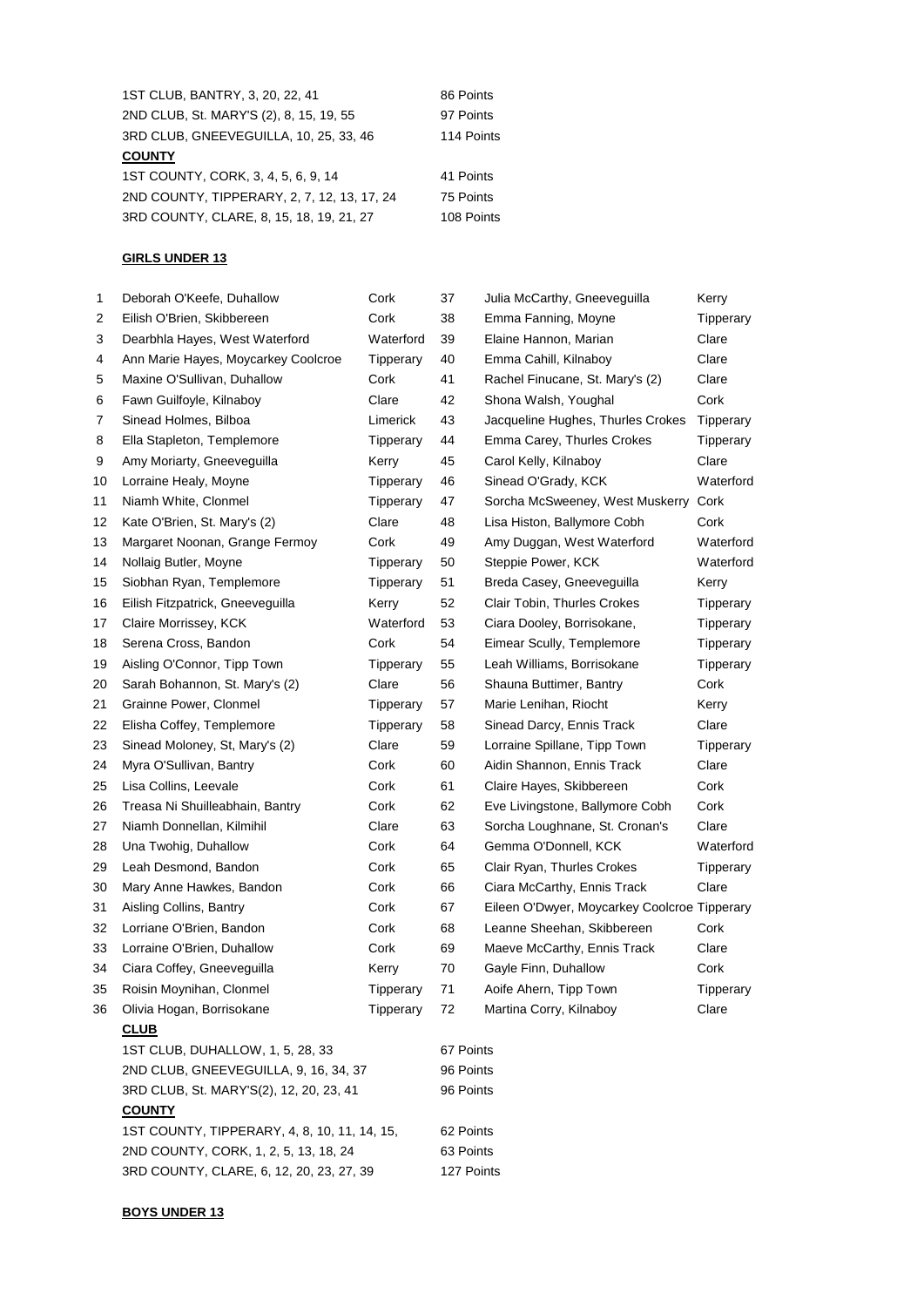1ST CLUB, BANTRY, 3, 20, 22, 41 — 86 Points
2ND CLUB, St. MARY'S (2), 8, 15, 19, 55 — 97 Points
3RD CLUB, GNEEVEGUILLA, 10, 25, 33, 46 — 114 Points

**COUNTY**

1ST COUNTY, CORK, 3, 4, 5, 6, 9, 14 — 41 Points
2ND COUNTY, TIPPERARY, 2, 7, 12, 13, 17, 24 — 75 Points
3RD COUNTY, CLARE, 8, 15, 18, 19, 21, 27 — 108 Points

**GIRLS UNDER 13**

| | | | | | |
|---|---|---|---|---|---|
| 1 | Deborah O'Keefe, Duhallow | Cork | 37 | Julia McCarthy, Gneeveguilla | Kerry |
| 2 | Eilish O'Brien, Skibbereen | Cork | 38 | Emma Fanning, Moyne | Tipperary |
| 3 | Dearbhla Hayes, West Waterford | Waterford | 39 | Elaine Hannon, Marian | Clare |
| 4 | Ann Marie Hayes, Moycarkey Coolcroe | Tipperary | 40 | Emma Cahill, Kilnaboy | Clare |
| 5 | Maxine O'Sullivan, Duhallow | Cork | 41 | Rachel Finucane, St. Mary's (2) | Clare |
| 6 | Fawn Guilfoyle, Kilnaboy | Clare | 42 | Shona Walsh, Youghal | Cork |
| 7 | Sinead Holmes, Bilboa | Limerick | 43 | Jacqueline Hughes, Thurles Crokes | Tipperary |
| 8 | Ella Stapleton, Templemore | Tipperary | 44 | Emma Carey, Thurles Crokes | Tipperary |
| 9 | Amy Moriarty, Gneeveguilla | Kerry | 45 | Carol Kelly, Kilnaboy | Clare |
| 10 | Lorraine Healy, Moyne | Tipperary | 46 | Sinead O'Grady, KCK | Waterford |
| 11 | Niamh White, Clonmel | Tipperary | 47 | Sorcha McSweeney, West Muskerry | Cork |
| 12 | Kate O'Brien, St. Mary's (2) | Clare | 48 | Lisa Histon, Ballymore Cobh | Cork |
| 13 | Margaret Noonan, Grange Fermoy | Cork | 49 | Amy Duggan, West Waterford | Waterford |
| 14 | Nollaig Butler, Moyne | Tipperary | 50 | Steppie Power, KCK | Waterford |
| 15 | Siobhan Ryan, Templemore | Tipperary | 51 | Breda Casey, Gneeveguilla | Kerry |
| 16 | Eilish Fitzpatrick, Gneeveguilla | Kerry | 52 | Clair Tobin, Thurles Crokes | Tipperary |
| 17 | Claire Morrissey, KCK | Waterford | 53 | Ciara Dooley, Borrisokane, | Tipperary |
| 18 | Serena Cross, Bandon | Cork | 54 | Eimear Scully, Templemore | Tipperary |
| 19 | Aisling O'Connor, Tipp Town | Tipperary | 55 | Leah Williams, Borrisokane | Tipperary |
| 20 | Sarah Bohannon, St. Mary's (2) | Clare | 56 | Shauna Buttimer, Bantry | Cork |
| 21 | Grainne Power, Clonmel | Tipperary | 57 | Marie Lenihan, Riocht | Kerry |
| 22 | Elisha Coffey, Templemore | Tipperary | 58 | Sinead Darcy, Ennis Track | Clare |
| 23 | Sinead Moloney, St, Mary's (2) | Clare | 59 | Lorraine Spillane, Tipp Town | Tipperary |
| 24 | Myra O'Sullivan, Bantry | Cork | 60 | Aidin Shannon, Ennis Track | Clare |
| 25 | Lisa Collins, Leevale | Cork | 61 | Claire Hayes, Skibbereen | Cork |
| 26 | Treasa Ni Shuilleabhain, Bantry | Cork | 62 | Eve Livingstone, Ballymore Cobh | Cork |
| 27 | Niamh Donnellan, Kilmihil | Clare | 63 | Sorcha Loughnane, St. Cronan's | Clare |
| 28 | Una Twohig, Duhallow | Cork | 64 | Gemma O'Donnell, KCK | Waterford |
| 29 | Leah Desmond, Bandon | Cork | 65 | Clair Ryan, Thurles Crokes | Tipperary |
| 30 | Mary Anne Hawkes, Bandon | Cork | 66 | Ciara McCarthy, Ennis Track | Clare |
| 31 | Aisling Collins, Bantry | Cork | 67 | Eileen O'Dwyer, Moycarkey Coolcroe | Tipperary |
| 32 | Lorriane O'Brien, Bandon | Cork | 68 | Leanne Sheehan, Skibbereen | Cork |
| 33 | Lorraine O'Brien, Duhallow | Cork | 69 | Maeve McCarthy, Ennis Track | Clare |
| 34 | Ciara Coffey, Gneeveguilla | Kerry | 70 | Gayle Finn, Duhallow | Cork |
| 35 | Roisin Moynihan, Clonmel | Tipperary | 71 | Aoife Ahern, Tipp Town | Tipperary |
| 36 | Olivia Hogan, Borrisokane | Tipperary | 72 | Martina Corry, Kilnaboy | Clare |

**CLUB**

1ST CLUB, DUHALLOW, 1, 5, 28, 33 — 67 Points
2ND CLUB, GNEEVEGUILLA, 9, 16, 34, 37 — 96 Points
3RD CLUB, St. MARY'S(2), 12, 20, 23, 41 — 96 Points

**COUNTY**

1ST COUNTY, TIPPERARY, 4, 8, 10, 11, 14, 15, — 62 Points
2ND COUNTY, CORK, 1, 2, 5, 13, 18, 24 — 63 Points
3RD COUNTY, CLARE, 6, 12, 20, 23, 27, 39 — 127 Points

**BOYS UNDER 13**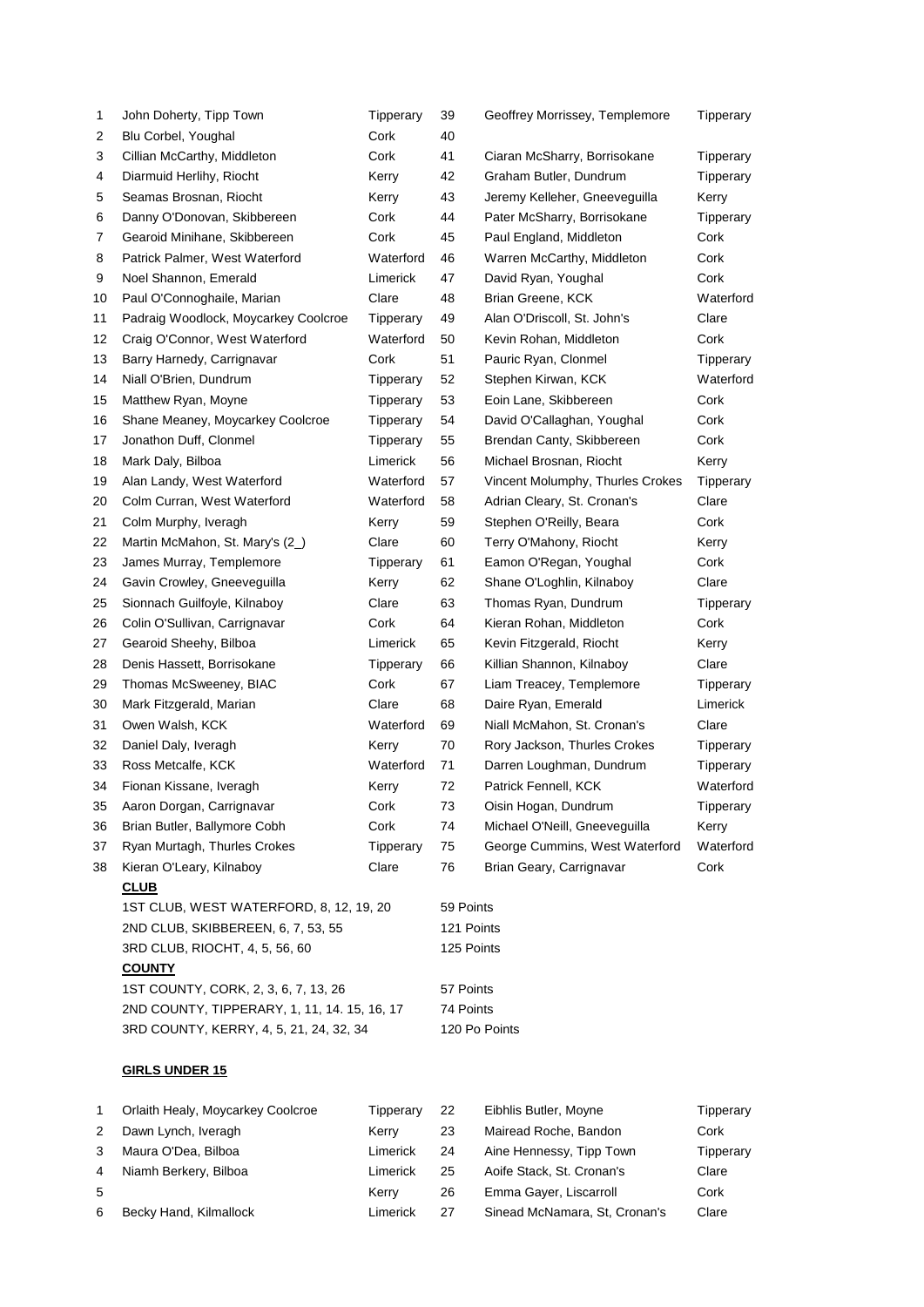| | | | | | |
|---|---|---|---|---|---|
| 1 | John Doherty, Tipp Town | Tipperary | 39 | Geoffrey Morrissey, Templemore | Tipperary |
| 2 | Blu Corbel, Youghal | Cork | 40 | | |
| 3 | Cillian McCarthy, Middleton | Cork | 41 | Ciaran McSharry, Borrisokane | Tipperary |
| 4 | Diarmuid Herlihy, Riocht | Kerry | 42 | Graham Butler, Dundrum | Tipperary |
| 5 | Seamas Brosnan, Riocht | Kerry | 43 | Jeremy Kelleher, Gneeveguilla | Kerry |
| 6 | Danny O'Donovan, Skibbereen | Cork | 44 | Pater McSharry, Borrisokane | Tipperary |
| 7 | Gearoid Minihane, Skibbereen | Cork | 45 | Paul England, Middleton | Cork |
| 8 | Patrick Palmer, West Waterford | Waterford | 46 | Warren McCarthy, Middleton | Cork |
| 9 | Noel Shannon, Emerald | Limerick | 47 | David Ryan, Youghal | Cork |
| 10 | Paul O'Connoghaile, Marian | Clare | 48 | Brian Greene, KCK | Waterford |
| 11 | Padraig Woodlock, Moycarkey Coolcroe | Tipperary | 49 | Alan O'Driscoll, St. John's | Clare |
| 12 | Craig O'Connor, West Waterford | Waterford | 50 | Kevin Rohan, Middleton | Cork |
| 13 | Barry Harnedy, Carrignavar | Cork | 51 | Pauric Ryan, Clonmel | Tipperary |
| 14 | Niall O'Brien, Dundrum | Tipperary | 52 | Stephen Kirwan, KCK | Waterford |
| 15 | Matthew Ryan, Moyne | Tipperary | 53 | Eoin Lane, Skibbereen | Cork |
| 16 | Shane Meaney, Moycarkey Coolcroe | Tipperary | 54 | David O'Callaghan, Youghal | Cork |
| 17 | Jonathon Duff, Clonmel | Tipperary | 55 | Brendan Canty, Skibbereen | Cork |
| 18 | Mark Daly, Bilboa | Limerick | 56 | Michael Brosnan, Riocht | Kerry |
| 19 | Alan Landy, West Waterford | Waterford | 57 | Vincent Molumphy, Thurles Crokes | Tipperary |
| 20 | Colm Curran, West Waterford | Waterford | 58 | Adrian Cleary, St. Cronan's | Clare |
| 21 | Colm Murphy, Iveragh | Kerry | 59 | Stephen O'Reilly, Beara | Cork |
| 22 | Martin McMahon, St. Mary's (2_) | Clare | 60 | Terry O'Mahony, Riocht | Kerry |
| 23 | James Murray, Templemore | Tipperary | 61 | Eamon O'Regan, Youghal | Cork |
| 24 | Gavin Crowley, Gneeveguilla | Kerry | 62 | Shane O'Loghlin, Kilnaboy | Clare |
| 25 | Sionnach Guilfoyle, Kilnaboy | Clare | 63 | Thomas Ryan, Dundrum | Tipperary |
| 26 | Colin O'Sullivan, Carrignavar | Cork | 64 | Kieran Rohan, Middleton | Cork |
| 27 | Gearoid Sheehy, Bilboa | Limerick | 65 | Kevin Fitzgerald, Riocht | Kerry |
| 28 | Denis Hassett, Borrisokane | Tipperary | 66 | Killian Shannon, Kilnaboy | Clare |
| 29 | Thomas McSweeney, BIAC | Cork | 67 | Liam Treacey, Templemore | Tipperary |
| 30 | Mark Fitzgerald, Marian | Clare | 68 | Daire Ryan, Emerald | Limerick |
| 31 | Owen Walsh, KCK | Waterford | 69 | Niall McMahon, St. Cronan's | Clare |
| 32 | Daniel Daly, Iveragh | Kerry | 70 | Rory Jackson, Thurles Crokes | Tipperary |
| 33 | Ross Metcalfe, KCK | Waterford | 71 | Darren Loughman, Dundrum | Tipperary |
| 34 | Fionan Kissane, Iveragh | Kerry | 72 | Patrick Fennell, KCK | Waterford |
| 35 | Aaron Dorgan, Carrignavar | Cork | 73 | Oisin Hogan, Dundrum | Tipperary |
| 36 | Brian Butler, Ballymore Cobh | Cork | 74 | Michael O'Neill, Gneeveguilla | Kerry |
| 37 | Ryan Murtagh, Thurles Crokes | Tipperary | 75 | George Cummins, West Waterford | Waterford |
| 38 | Kieran O'Leary, Kilnaboy | Clare | 76 | Brian Geary, Carrignavar | Cork |

**CLUB**

| | |
|---|---|
| 1ST CLUB, WEST WATERFORD, 8, 12, 19, 20 | 59 Points |
| 2ND CLUB, SKIBBEREEN, 6, 7, 53, 55 | 121 Points |
| 3RD CLUB, RIOCHT, 4, 5, 56, 60 | 125 Points |

**COUNTY**

| | |
|---|---|
| 1ST COUNTY, CORK, 2, 3, 6, 7, 13, 26 | 57 Points |
| 2ND COUNTY, TIPPERARY, 1, 11, 14. 15, 16, 17 | 74 Points |
| 3RD COUNTY, KERRY, 4, 5, 21, 24, 32, 34 | 120 Po Points |

**GIRLS UNDER 15**

| | | | | | |
|---|---|---|---|---|---|
| 1 | Orlaith Healy, Moycarkey Coolcroe | Tipperary | 22 | Eibhlis Butler, Moyne | Tipperary |
| 2 | Dawn Lynch, Iveragh | Kerry | 23 | Mairead Roche, Bandon | Cork |
| 3 | Maura O'Dea, Bilboa | Limerick | 24 | Aine Hennessy, Tipp Town | Tipperary |
| 4 | Niamh Berkery, Bilboa | Limerick | 25 | Aoife Stack, St. Cronan's | Clare |
| 5 | | Kerry | 26 | Emma Gayer, Liscarroll | Cork |
| 6 | Becky Hand, Kilmallock | Limerick | 27 | Sinead McNamara, St, Cronan's | Clare |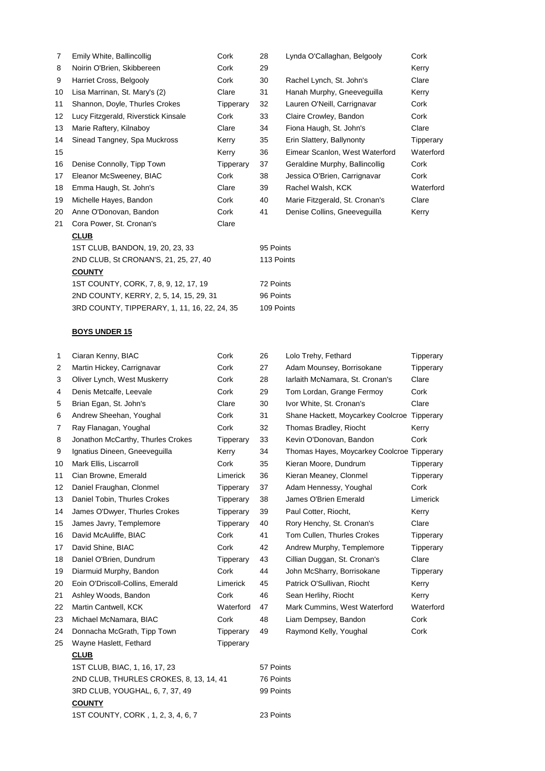| | | | | | |
|---|---|---|---|---|---|
| 7 | Emily White, Ballincollig | Cork | 28 | Lynda O'Callaghan, Belgooly | Cork |
| 8 | Noirin O'Brien, Skibbereen | Cork | 29 | | Kerry |
| 9 | Harriet Cross, Belgooly | Cork | 30 | Rachel Lynch, St. John's | Clare |
| 10 | Lisa Marrinan, St. Mary's (2) | Clare | 31 | Hanah Murphy, Gneeveguilla | Kerry |
| 11 | Shannon, Doyle, Thurles Crokes | Tipperary | 32 | Lauren O'Neill, Carrignavar | Cork |
| 12 | Lucy Fitzgerald, Riverstick Kinsale | Cork | 33 | Claire Crowley, Bandon | Cork |
| 13 | Marie Raftery, Kilnaboy | Clare | 34 | Fiona Haugh, St. John's | Clare |
| 14 | Sinead Tangney, Spa Muckross | Kerry | 35 | Erin Slattery, Ballynonty | Tipperary |
| 15 | | Kerry | 36 | Eimear Scanlon, West Waterford | Waterford |
| 16 | Denise Connolly, Tipp Town | Tipperary | 37 | Geraldine Murphy, Ballincollig | Cork |
| 17 | Eleanor McSweeney, BIAC | Cork | 38 | Jessica O'Brien, Carrignavar | Cork |
| 18 | Emma Haugh, St. John's | Clare | 39 | Rachel Walsh, KCK | Waterford |
| 19 | Michelle Hayes, Bandon | Cork | 40 | Marie Fitzgerald, St. Cronan's | Clare |
| 20 | Anne O'Donovan, Bandon | Cork | 41 | Denise Collins, Gneeveguilla | Kerry |
| 21 | Cora Power, St. Cronan's | Clare | | | |

**CLUB**

1ST CLUB, BANDON, 19, 20, 23, 33 — 95 Points

2ND CLUB, St CRONAN'S, 21, 25, 27, 40 — 113 Points

**COUNTY**

1ST COUNTY, CORK, 7, 8, 9, 12, 17, 19 — 72 Points

2ND COUNTY, KERRY, 2, 5, 14, 15, 29, 31 — 96 Points

3RD COUNTY, TIPPERARY, 1, 11, 16, 22, 24, 35 — 109 Points

## BOYS UNDER 15

| | | | | | |
|---|---|---|---|---|---|
| 1 | Ciaran Kenny, BIAC | Cork | 26 | Lolo Trehy, Fethard | Tipperary |
| 2 | Martin Hickey, Carrignavar | Cork | 27 | Adam Mounsey, Borrisokane | Tipperary |
| 3 | Oliver Lynch, West Muskerry | Cork | 28 | Iarlaith McNamara, St. Cronan's | Clare |
| 4 | Denis Metcalfe, Leevale | Cork | 29 | Tom Lordan, Grange Fermoy | Cork |
| 5 | Brian Egan, St. John's | Clare | 30 | Ivor White, St. Cronan's | Clare |
| 6 | Andrew Sheehan, Youghal | Cork | 31 | Shane Hackett, Moycarkey Coolcroe | Tipperary |
| 7 | Ray Flanagan, Youghal | Cork | 32 | Thomas Bradley, Riocht | Kerry |
| 8 | Jonathon McCarthy, Thurles Crokes | Tipperary | 33 | Kevin O'Donovan, Bandon | Cork |
| 9 | Ignatius Dineen, Gneeveguilla | Kerry | 34 | Thomas Hayes, Moycarkey Coolcroe | Tipperary |
| 10 | Mark Ellis, Liscarroll | Cork | 35 | Kieran Moore, Dundrum | Tipperary |
| 11 | Cian Browne, Emerald | Limerick | 36 | Kieran Meaney, Clonmel | Tipperary |
| 12 | Daniel Fraughan, Clonmel | Tipperary | 37 | Adam Hennessy, Youghal | Cork |
| 13 | Daniel Tobin, Thurles Crokes | Tipperary | 38 | James O'Brien Emerald | Limerick |
| 14 | James O'Dwyer, Thurles Crokes | Tipperary | 39 | Paul Cotter, Riocht, | Kerry |
| 15 | James Javry, Templemore | Tipperary | 40 | Rory Henchy, St. Cronan's | Clare |
| 16 | David McAuliffe, BIAC | Cork | 41 | Tom Cullen, Thurles Crokes | Tipperary |
| 17 | David Shine, BIAC | Cork | 42 | Andrew Murphy, Templemore | Tipperary |
| 18 | Daniel O'Brien, Dundrum | Tipperary | 43 | Cillian Duggan, St. Cronan's | Clare |
| 19 | Diarmuid Murphy, Bandon | Cork | 44 | John McSharry, Borrisokane | Tipperary |
| 20 | Eoin O'Driscoll-Collins, Emerald | Limerick | 45 | Patrick O'Sullivan, Riocht | Kerry |
| 21 | Ashley Woods, Bandon | Cork | 46 | Sean Herlihy, Riocht | Kerry |
| 22 | Martin Cantwell, KCK | Waterford | 47 | Mark Cummins, West Waterford | Waterford |
| 23 | Michael McNamara, BIAC | Cork | 48 | Liam Dempsey, Bandon | Cork |
| 24 | Donnacha McGrath, Tipp Town | Tipperary | 49 | Raymond Kelly, Youghal | Cork |
| 25 | Wayne Haslett, Fethard | Tipperary | | | |

**CLUB**

1ST CLUB, BIAC, 1, 16, 17, 23 — 57 Points

2ND CLUB, THURLES CROKES, 8, 13, 14, 41 — 76 Points

3RD CLUB, YOUGHAL, 6, 7, 37, 49 — 99 Points

**COUNTY**

1ST COUNTY, CORK , 1, 2, 3, 4, 6, 7 — 23 Points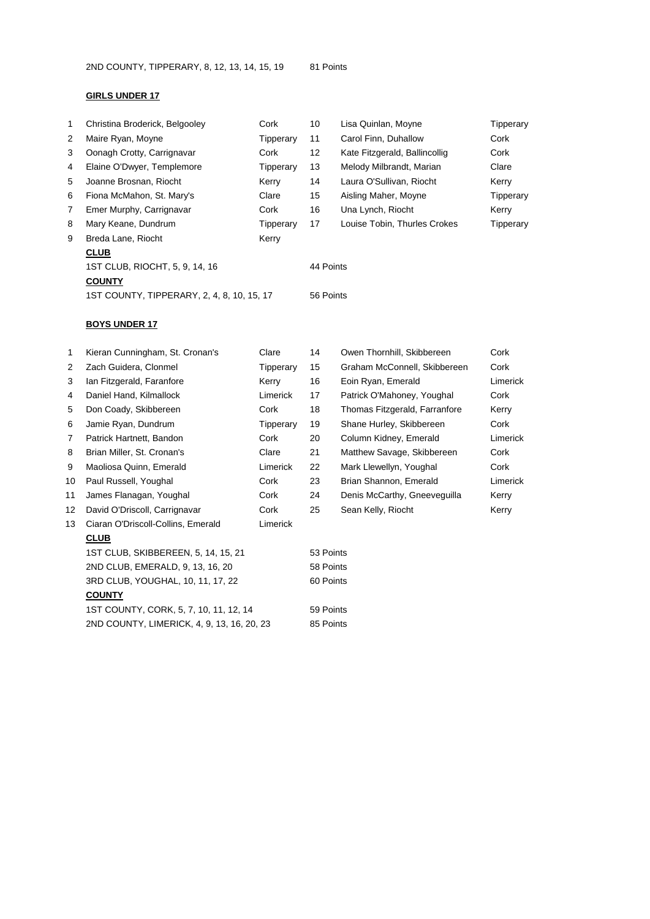2ND COUNTY, TIPPERARY, 8, 12, 13, 14, 15, 19 81 Points

**GIRLS UNDER 17**

| | | | | | |
|---|---|---|---|---|---|
| 1 | Christina Broderick, Belgooley | Cork | 10 | Lisa Quinlan, Moyne | Tipperary |
| 2 | Maire Ryan, Moyne | Tipperary | 11 | Carol Finn, Duhallow | Cork |
| 3 | Oonagh Crotty, Carrignavar | Cork | 12 | Kate Fitzgerald, Ballincollig | Cork |
| 4 | Elaine O'Dwyer, Templemore | Tipperary | 13 | Melody Milbrandt, Marian | Clare |
| 5 | Joanne Brosnan, Riocht | Kerry | 14 | Laura O'Sullivan, Riocht | Kerry |
| 6 | Fiona McMahon, St. Mary's | Clare | 15 | Aisling Maher, Moyne | Tipperary |
| 7 | Emer Murphy, Carrignavar | Cork | 16 | Una Lynch, Riocht | Kerry |
| 8 | Mary Keane, Dundrum | Tipperary | 17 | Louise Tobin, Thurles Crokes | Tipperary |
| 9 | Breda Lane, Riocht | Kerry | | | |

**CLUB**

1ST CLUB, RIOCHT, 5, 9, 14, 16 44 Points

**COUNTY**

1ST COUNTY, TIPPERARY, 2, 4, 8, 10, 15, 17 56 Points

**BOYS UNDER 17**

| | | | | | |
|---|---|---|---|---|---|
| 1 | Kieran Cunningham, St. Cronan's | Clare | 14 | Owen Thornhill, Skibbereen | Cork |
| 2 | Zach Guidera, Clonmel | Tipperary | 15 | Graham McConnell, Skibbereen | Cork |
| 3 | Ian Fitzgerald, Faranfore | Kerry | 16 | Eoin Ryan, Emerald | Limerick |
| 4 | Daniel Hand, Kilmallock | Limerick | 17 | Patrick O'Mahoney, Youghal | Cork |
| 5 | Don Coady, Skibbereen | Cork | 18 | Thomas Fitzgerald, Farranfore | Kerry |
| 6 | Jamie Ryan, Dundrum | Tipperary | 19 | Shane Hurley, Skibbereen | Cork |
| 7 | Patrick Hartnett, Bandon | Cork | 20 | Column Kidney, Emerald | Limerick |
| 8 | Brian Miller, St. Cronan's | Clare | 21 | Matthew Savage, Skibbereen | Cork |
| 9 | Maoliosa Quinn, Emerald | Limerick | 22 | Mark Llewellyn, Youghal | Cork |
| 10 | Paul Russell, Youghal | Cork | 23 | Brian Shannon, Emerald | Limerick |
| 11 | James Flanagan, Youghal | Cork | 24 | Denis McCarthy, Gneeveguilla | Kerry |
| 12 | David O'Driscoll, Carrignavar | Cork | 25 | Sean Kelly, Riocht | Kerry |
| 13 | Ciaran O'Driscoll-Collins, Emerald | Limerick | | | |

**CLUB**

1ST CLUB, SKIBBEREEN, 5, 14, 15, 21 53 Points

2ND CLUB, EMERALD, 9, 13, 16, 20 58 Points

3RD CLUB, YOUGHAL, 10, 11, 17, 22 60 Points

**COUNTY**

1ST COUNTY, CORK, 5, 7, 10, 11, 12, 14 59 Points

2ND COUNTY, LIMERICK, 4, 9, 13, 16, 20, 23 85 Points